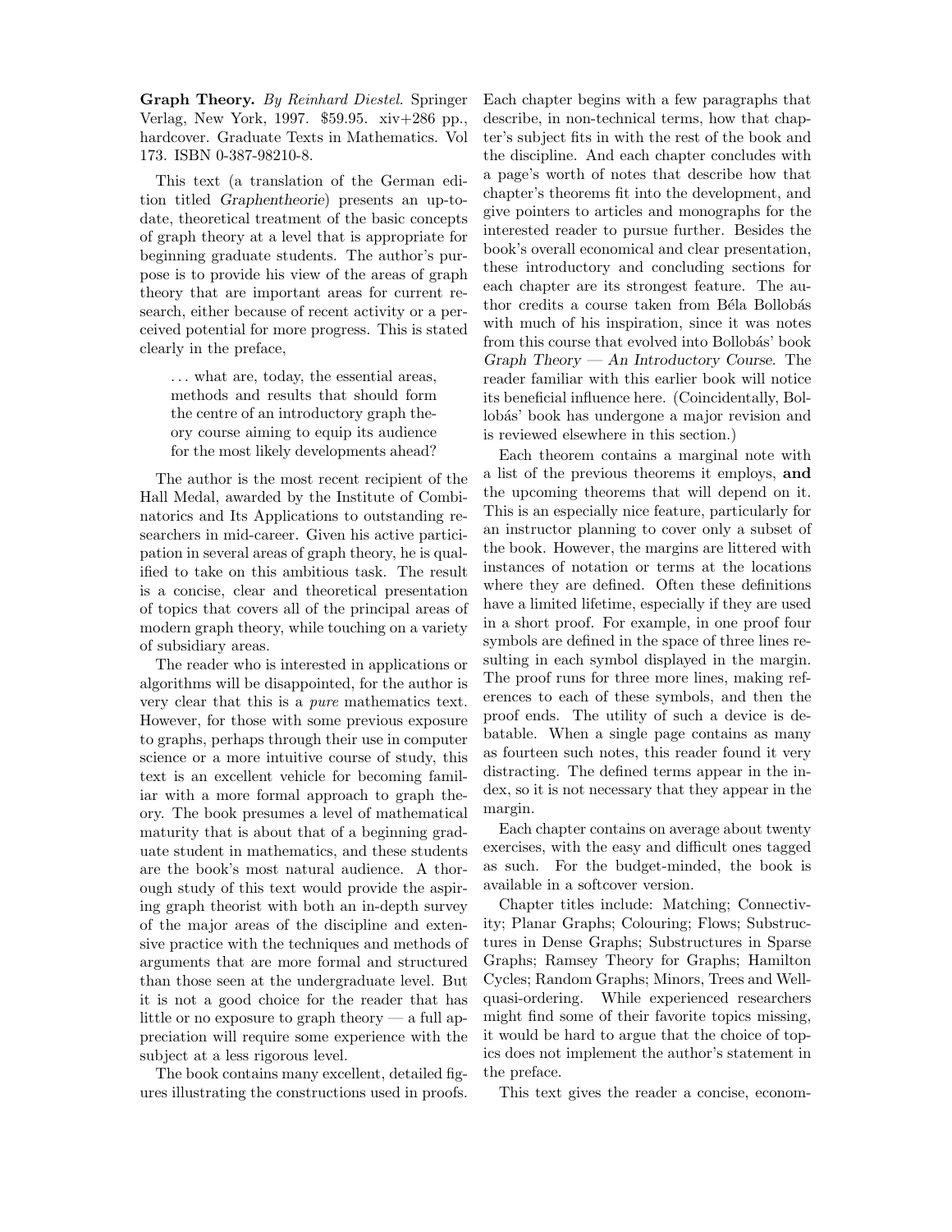**Graph Theory.** *By Reinhard Diestel.* Springer Verlag, New York, 1997. $59.95. xiv+286 pp., hardcover. Graduate Texts in Mathematics. Vol 173. ISBN 0-387-98210-8.

This text (a translation of the German edition titled *Graphentheorie*) presents an up-to-date, theoretical treatment of the basic concepts of graph theory at a level that is appropriate for beginning graduate students. The author's purpose is to provide his view of the areas of graph theory that are important areas for current research, either because of recent activity or a perceived potential for more progress. This is stated clearly in the preface,

> . . . what are, today, the essential areas, methods and results that should form the centre of an introductory graph theory course aiming to equip its audience for the most likely developments ahead?

The author is the most recent recipient of the Hall Medal, awarded by the Institute of Combinatorics and Its Applications to outstanding researchers in mid-career. Given his active participation in several areas of graph theory, he is qualified to take on this ambitious task. The result is a concise, clear and theoretical presentation of topics that covers all of the principal areas of modern graph theory, while touching on a variety of subsidiary areas.

The reader who is interested in applications or algorithms will be disappointed, for the author is very clear that this is a *pure* mathematics text. However, for those with some previous exposure to graphs, perhaps through their use in computer science or a more intuitive course of study, this text is an excellent vehicle for becoming familiar with a more formal approach to graph theory. The book presumes a level of mathematical maturity that is about that of a beginning graduate student in mathematics, and these students are the book's most natural audience. A thorough study of this text would provide the aspiring graph theorist with both an in-depth survey of the major areas of the discipline and extensive practice with the techniques and methods of arguments that are more formal and structured than those seen at the undergraduate level. But it is not a good choice for the reader that has little or no exposure to graph theory — a full appreciation will require some experience with the subject at a less rigorous level.

The book contains many excellent, detailed figures illustrating the constructions used in proofs. Each chapter begins with a few paragraphs that describe, in non-technical terms, how that chapter's subject fits in with the rest of the book and the discipline. And each chapter concludes with a page's worth of notes that describe how that chapter's theorems fit into the development, and give pointers to articles and monographs for the interested reader to pursue further. Besides the book's overall economical and clear presentation, these introductory and concluding sections for each chapter are its strongest feature. The author credits a course taken from Béla Bollobás with much of his inspiration, since it was notes from this course that evolved into Bollobás' book *Graph Theory — An Introductory Course*. The reader familiar with this earlier book will notice its beneficial influence here. (Coincidentally, Bollobás' book has undergone a major revision and is reviewed elsewhere in this section.)

Each theorem contains a marginal note with a list of the previous theorems it employs, **and** the upcoming theorems that will depend on it. This is an especially nice feature, particularly for an instructor planning to cover only a subset of the book. However, the margins are littered with instances of notation or terms at the locations where they are defined. Often these definitions have a limited lifetime, especially if they are used in a short proof. For example, in one proof four symbols are defined in the space of three lines resulting in each symbol displayed in the margin. The proof runs for three more lines, making references to each of these symbols, and then the proof ends. The utility of such a device is debatable. When a single page contains as many as fourteen such notes, this reader found it very distracting. The defined terms appear in the index, so it is not necessary that they appear in the margin.

Each chapter contains on average about twenty exercises, with the easy and difficult ones tagged as such. For the budget-minded, the book is available in a softcover version.

Chapter titles include: Matching; Connectivity; Planar Graphs; Colouring; Flows; Substructures in Dense Graphs; Substructures in Sparse Graphs; Ramsey Theory for Graphs; Hamilton Cycles; Random Graphs; Minors, Trees and Well-quasi-ordering. While experienced researchers might find some of their favorite topics missing, it would be hard to argue that the choice of topics does not implement the author's statement in the preface.

This text gives the reader a concise, econom-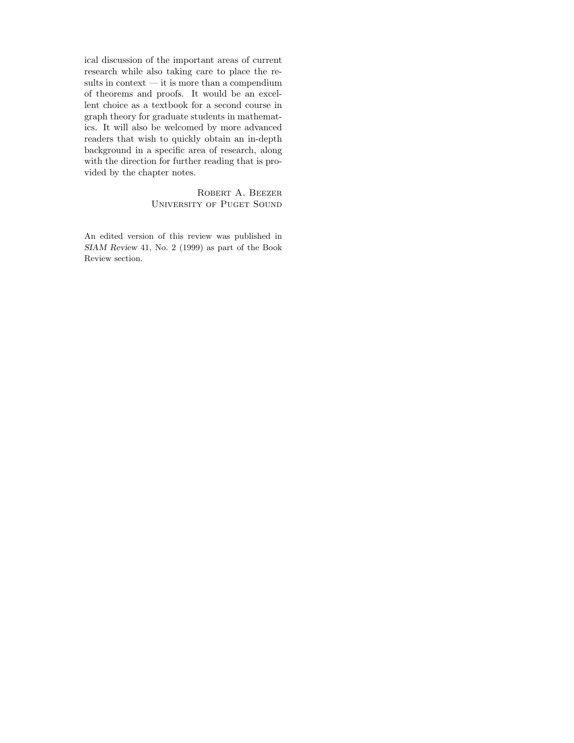ical discussion of the important areas of current research while also taking care to place the results in context — it is more than a compendium of theorems and proofs. It would be an excellent choice as a textbook for a second course in graph theory for graduate students in mathematics. It will also be welcomed by more advanced readers that wish to quickly obtain an in-depth background in a specific area of research, along with the direction for further reading that is provided by the chapter notes.

Robert A. Beezer  
University of Puget Sound

An edited version of this review was published in *SIAM Review* 41, No. 2 (1999) as part of the Book Review section.